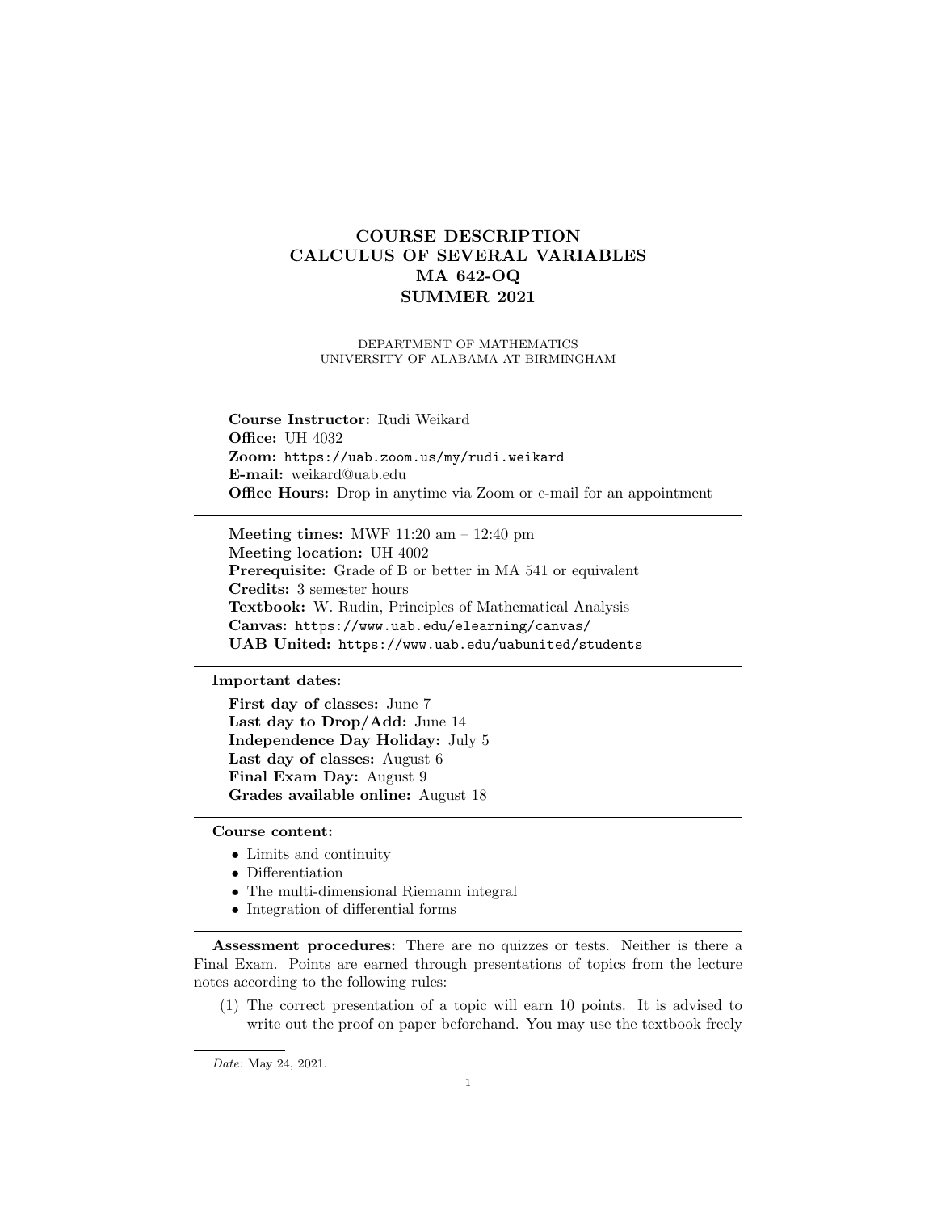# COURSE DESCRIPTION
# CALCULUS OF SEVERAL VARIABLES
# MA 642-OQ
# SUMMER 2021

DEPARTMENT OF MATHEMATICS
UNIVERSITY OF ALABAMA AT BIRMINGHAM

**Course Instructor:** Rudi Weikard
**Office:** UH 4032
**Zoom:** `https://uab.zoom.us/my/rudi.weikard`
**E-mail:** weikard@uab.edu
**Office Hours:** Drop in anytime via Zoom or e-mail for an appointment

---

**Meeting times:** MWF 11:20 am – 12:40 pm
**Meeting location:** UH 4002
**Prerequisite:** Grade of B or better in MA 541 or equivalent
**Credits:** 3 semester hours
**Textbook:** W. Rudin, Principles of Mathematical Analysis
**Canvas:** `https://www.uab.edu/elearning/canvas/`
**UAB United:** `https://www.uab.edu/uabunited/students`

---

**Important dates:**

**First day of classes:** June 7
**Last day to Drop/Add:** June 14
**Independence Day Holiday:** July 5
**Last day of classes:** August 6
**Final Exam Day:** August 9
**Grades available online:** August 18

---

**Course content:**

- Limits and continuity
- Differentiation
- The multi-dimensional Riemann integral
- Integration of differential forms

---

**Assessment procedures:** There are no quizzes or tests. Neither is there a Final Exam. Points are earned through presentations of topics from the lecture notes according to the following rules:

(1) The correct presentation of a topic will earn 10 points. It is advised to write out the proof on paper beforehand. You may use the textbook freely

*Date*: May 24, 2021.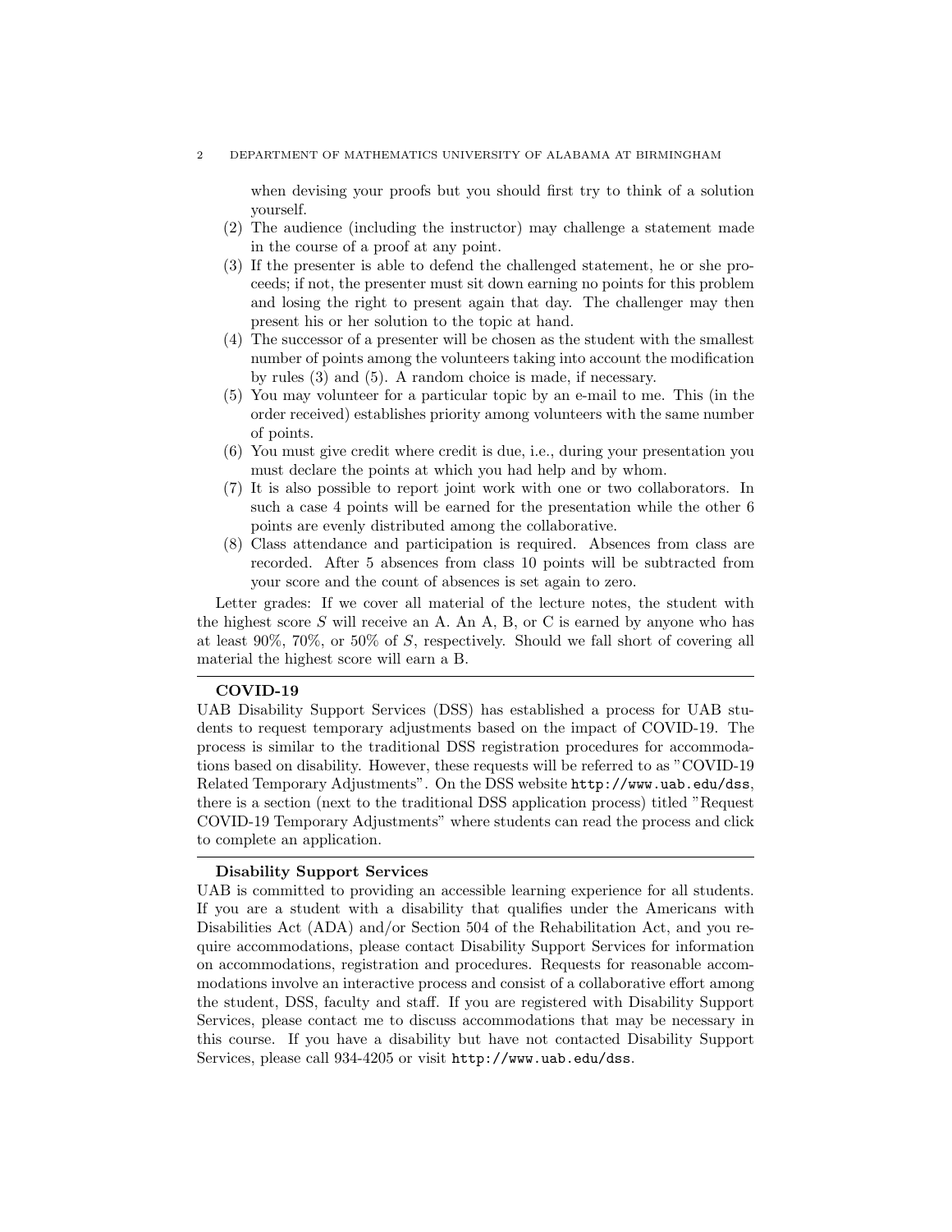when devising your proofs but you should first try to think of a solution yourself.

(2) The audience (including the instructor) may challenge a statement made in the course of a proof at any point.
(3) If the presenter is able to defend the challenged statement, he or she proceeds; if not, the presenter must sit down earning no points for this problem and losing the right to present again that day. The challenger may then present his or her solution to the topic at hand.
(4) The successor of a presenter will be chosen as the student with the smallest number of points among the volunteers taking into account the modification by rules (3) and (5). A random choice is made, if necessary.
(5) You may volunteer for a particular topic by an e-mail to me. This (in the order received) establishes priority among volunteers with the same number of points.
(6) You must give credit where credit is due, i.e., during your presentation you must declare the points at which you had help and by whom.
(7) It is also possible to report joint work with one or two collaborators. In such a case 4 points will be earned for the presentation while the other 6 points are evenly distributed among the collaborative.
(8) Class attendance and participation is required. Absences from class are recorded. After 5 absences from class 10 points will be subtracted from your score and the count of absences is set again to zero.

Letter grades: If we cover all material of the lecture notes, the student with the highest score $S$ will receive an A. An A, B, or C is earned by anyone who has at least 90%, 70%, or 50% of $S$, respectively. Should we fall short of covering all material the highest score will earn a B.

---

**COVID-19**

UAB Disability Support Services (DSS) has established a process for UAB students to request temporary adjustments based on the impact of COVID-19. The process is similar to the traditional DSS registration procedures for accommodations based on disability. However, these requests will be referred to as "COVID-19 Related Temporary Adjustments". On the DSS website `http://www.uab.edu/dss`, there is a section (next to the traditional DSS application process) titled "Request COVID-19 Temporary Adjustments" where students can read the process and click to complete an application.

---

**Disability Support Services**

UAB is committed to providing an accessible learning experience for all students. If you are a student with a disability that qualifies under the Americans with Disabilities Act (ADA) and/or Section 504 of the Rehabilitation Act, and you require accommodations, please contact Disability Support Services for information on accommodations, registration and procedures. Requests for reasonable accommodations involve an interactive process and consist of a collaborative effort among the student, DSS, faculty and staff. If you are registered with Disability Support Services, please contact me to discuss accommodations that may be necessary in this course. If you have a disability but have not contacted Disability Support Services, please call 934-4205 or visit `http://www.uab.edu/dss`.